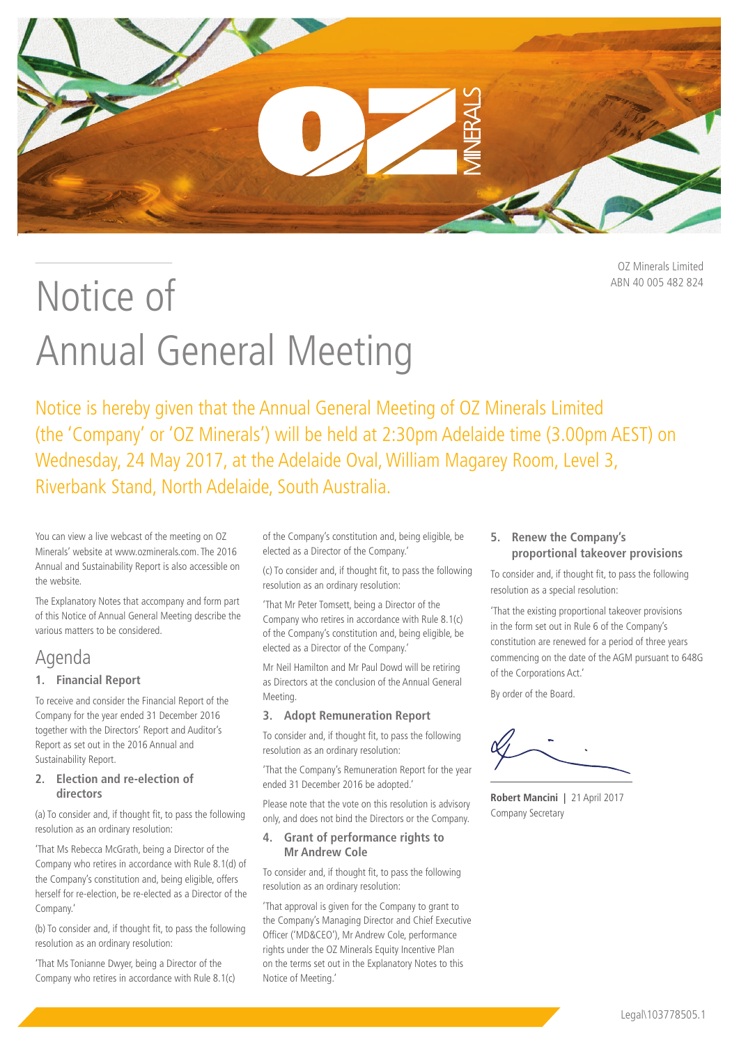OZ Minerals Limited
ABN 40 005 482 824

# Notice of Annual General Meeting

Notice is hereby given that the Annual General Meeting of OZ Minerals Limited (the 'Company' or 'OZ Minerals') will be held at 2:30pm Adelaide time (3.00pm AEST) on Wednesday, 24 May 2017, at the Adelaide Oval, William Magarey Room, Level 3, Riverbank Stand, North Adelaide, South Australia.

You can view a live webcast of the meeting on OZ Minerals' website at www.ozminerals.com. The 2016 Annual and Sustainability Report is also accessible on the website.

The Explanatory Notes that accompany and form part of this Notice of Annual General Meeting describe the various matters to be considered.

## Agenda

### 1. Financial Report

To receive and consider the Financial Report of the Company for the year ended 31 December 2016 together with the Directors' Report and Auditor's Report as set out in the 2016 Annual and Sustainability Report.

### 2. Election and re-election of directors

(a) To consider and, if thought fit, to pass the following resolution as an ordinary resolution:

'That Ms Rebecca McGrath, being a Director of the Company who retires in accordance with Rule 8.1(d) of the Company's constitution and, being eligible, offers herself for re-election, be re-elected as a Director of the Company.'

(b) To consider and, if thought fit, to pass the following resolution as an ordinary resolution:

'That Ms Tonianne Dwyer, being a Director of the Company who retires in accordance with Rule 8.1(c) of the Company's constitution and, being eligible, be elected as a Director of the Company.'

(c) To consider and, if thought fit, to pass the following resolution as an ordinary resolution:

'That Mr Peter Tomsett, being a Director of the Company who retires in accordance with Rule 8.1(c) of the Company's constitution and, being eligible, be elected as a Director of the Company.'

Mr Neil Hamilton and Mr Paul Dowd will be retiring as Directors at the conclusion of the Annual General Meeting.

### 3. Adopt Remuneration Report

To consider and, if thought fit, to pass the following resolution as an ordinary resolution:

'That the Company's Remuneration Report for the year ended 31 December 2016 be adopted.'

Please note that the vote on this resolution is advisory only, and does not bind the Directors or the Company.

### 4. Grant of performance rights to Mr Andrew Cole

To consider and, if thought fit, to pass the following resolution as an ordinary resolution:

'That approval is given for the Company to grant to the Company's Managing Director and Chief Executive Officer ('MD&CEO'), Mr Andrew Cole, performance rights under the OZ Minerals Equity Incentive Plan on the terms set out in the Explanatory Notes to this Notice of Meeting.'

### 5. Renew the Company's proportional takeover provisions

To consider and, if thought fit, to pass the following resolution as a special resolution:

'That the existing proportional takeover provisions in the form set out in Rule 6 of the Company's constitution are renewed for a period of three years commencing on the date of the AGM pursuant to 648G of the Corporations Act.'

By order of the Board.

**Robert Mancini** | 21 April 2017
Company Secretary

Legal\103778505.1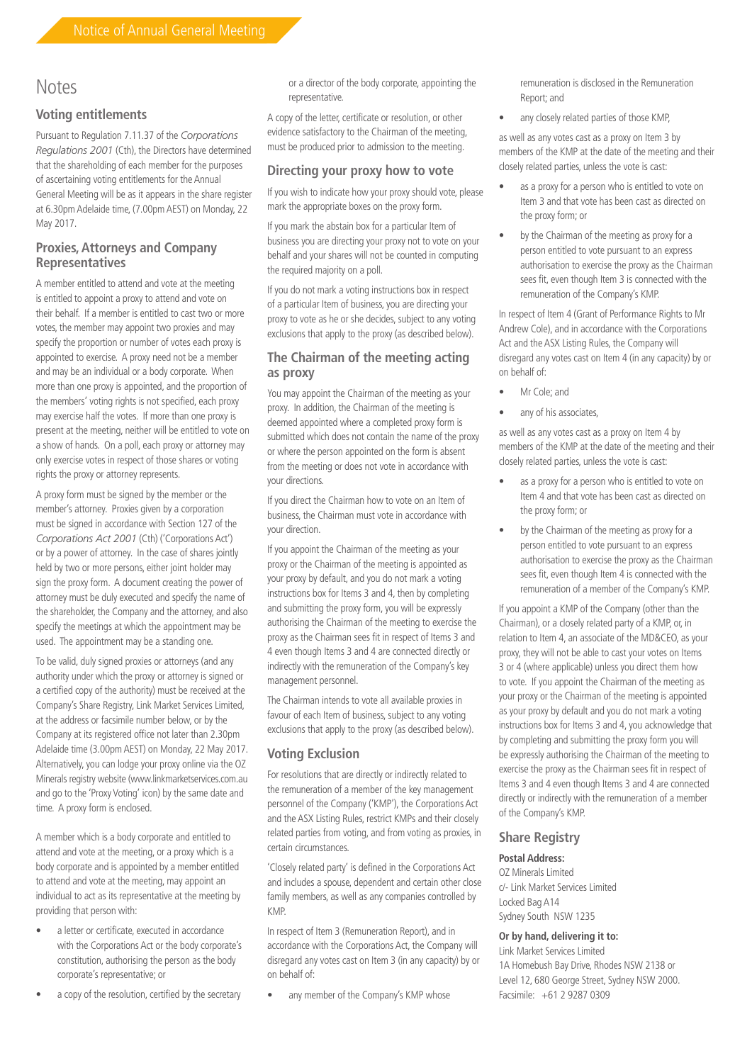# Notes

## Voting entitlements

Pursuant to Regulation 7.11.37 of the *Corporations Regulations 2001* (Cth), the Directors have determined that the shareholding of each member for the purposes of ascertaining voting entitlements for the Annual General Meeting will be as it appears in the share register at 6.30pm Adelaide time, (7.00pm AEST) on Monday, 22 May 2017.

## Proxies, Attorneys and Company Representatives

A member entitled to attend and vote at the meeting is entitled to appoint a proxy to attend and vote on their behalf. If a member is entitled to cast two or more votes, the member may appoint two proxies and may specify the proportion or number of votes each proxy is appointed to exercise. A proxy need not be a member and may be an individual or a body corporate. When more than one proxy is appointed, and the proportion of the members' voting rights is not specified, each proxy may exercise half the votes. If more than one proxy is present at the meeting, neither will be entitled to vote on a show of hands. On a poll, each proxy or attorney may only exercise votes in respect of those shares or voting rights the proxy or attorney represents.

A proxy form must be signed by the member or the member's attorney. Proxies given by a corporation must be signed in accordance with Section 127 of the *Corporations Act 2001* (Cth) ('Corporations Act') or by a power of attorney. In the case of shares jointly held by two or more persons, either joint holder may sign the proxy form. A document creating the power of attorney must be duly executed and specify the name of the shareholder, the Company and the attorney, and also specify the meetings at which the appointment may be used. The appointment may be a standing one.

To be valid, duly signed proxies or attorneys (and any authority under which the proxy or attorney is signed or a certified copy of the authority) must be received at the Company's Share Registry, Link Market Services Limited, at the address or facsimile number below, or by the Company at its registered office not later than 2.30pm Adelaide time (3.00pm AEST) on Monday, 22 May 2017. Alternatively, you can lodge your proxy online via the OZ Minerals registry website (www.linkmarketservices.com.au and go to the 'Proxy Voting' icon) by the same date and time. A proxy form is enclosed.

A member which is a body corporate and entitled to attend and vote at the meeting, or a proxy which is a body corporate and is appointed by a member entitled to attend and vote at the meeting, may appoint an individual to act as its representative at the meeting by providing that person with:

- a letter or certificate, executed in accordance with the Corporations Act or the body corporate's constitution, authorising the person as the body corporate's representative; or
- a copy of the resolution, certified by the secretary or a director of the body corporate, appointing the representative.

A copy of the letter, certificate or resolution, or other evidence satisfactory to the Chairman of the meeting, must be produced prior to admission to the meeting.

## Directing your proxy how to vote

If you wish to indicate how your proxy should vote, please mark the appropriate boxes on the proxy form.

If you mark the abstain box for a particular Item of business you are directing your proxy not to vote on your behalf and your shares will not be counted in computing the required majority on a poll.

If you do not mark a voting instructions box in respect of a particular Item of business, you are directing your proxy to vote as he or she decides, subject to any voting exclusions that apply to the proxy (as described below).

## The Chairman of the meeting acting as proxy

You may appoint the Chairman of the meeting as your proxy. In addition, the Chairman of the meeting is deemed appointed where a completed proxy form is submitted which does not contain the name of the proxy or where the person appointed on the form is absent from the meeting or does not vote in accordance with your directions.

If you direct the Chairman how to vote on an Item of business, the Chairman must vote in accordance with your direction.

If you appoint the Chairman of the meeting as your proxy or the Chairman of the meeting is appointed as your proxy by default, and you do not mark a voting instructions box for Items 3 and 4, then by completing and submitting the proxy form, you will be expressly authorising the Chairman of the meeting to exercise the proxy as the Chairman sees fit in respect of Items 3 and 4 even though Items 3 and 4 are connected directly or indirectly with the remuneration of the Company's key management personnel.

The Chairman intends to vote all available proxies in favour of each Item of business, subject to any voting exclusions that apply to the proxy (as described below).

## Voting Exclusion

For resolutions that are directly or indirectly related to the remuneration of a member of the key management personnel of the Company ('KMP'), the Corporations Act and the ASX Listing Rules, restrict KMPs and their closely related parties from voting, and from voting as proxies, in certain circumstances.

'Closely related party' is defined in the Corporations Act and includes a spouse, dependent and certain other close family members, as well as any companies controlled by KMP.

In respect of Item 3 (Remuneration Report), and in accordance with the Corporations Act, the Company will disregard any votes cast on Item 3 (in any capacity) by or on behalf of:

- any member of the Company's KMP whose remuneration is disclosed in the Remuneration Report; and
- any closely related parties of those KMP,

as well as any votes cast as a proxy on Item 3 by members of the KMP at the date of the meeting and their closely related parties, unless the vote is cast:

- as a proxy for a person who is entitled to vote on Item 3 and that vote has been cast as directed on the proxy form; or
- by the Chairman of the meeting as proxy for a person entitled to vote pursuant to an express authorisation to exercise the proxy as the Chairman sees fit, even though Item 3 is connected with the remuneration of the Company's KMP.

In respect of Item 4 (Grant of Performance Rights to Mr Andrew Cole), and in accordance with the Corporations Act and the ASX Listing Rules, the Company will disregard any votes cast on Item 4 (in any capacity) by or on behalf of:

- Mr Cole; and
- any of his associates,

as well as any votes cast as a proxy on Item 4 by members of the KMP at the date of the meeting and their closely related parties, unless the vote is cast:

- as a proxy for a person who is entitled to vote on Item 4 and that vote has been cast as directed on the proxy form; or
- by the Chairman of the meeting as proxy for a person entitled to vote pursuant to an express authorisation to exercise the proxy as the Chairman sees fit, even though Item 4 is connected with the remuneration of a member of the Company's KMP.

If you appoint a KMP of the Company (other than the Chairman), or a closely related party of a KMP, or, in relation to Item 4, an associate of the MD&CEO, as your proxy, they will not be able to cast your votes on Items 3 or 4 (where applicable) unless you direct them how to vote. If you appoint the Chairman of the meeting as your proxy or the Chairman of the meeting is appointed as your proxy by default and you do not mark a voting instructions box for Items 3 and 4, you acknowledge that by completing and submitting the proxy form you will be expressly authorising the Chairman of the meeting to exercise the proxy as the Chairman sees fit in respect of Items 3 and 4 even though Items 3 and 4 are connected directly or indirectly with the remuneration of a member of the Company's KMP.

## Share Registry

**Postal Address:**

OZ Minerals Limited
c/- Link Market Services Limited
Locked Bag A14
Sydney South NSW 1235

**Or by hand, delivering it to:**

Link Market Services Limited
1A Homebush Bay Drive, Rhodes NSW 2138 or
Level 12, 680 George Street, Sydney NSW 2000.
Facsimile: +61 2 9287 0309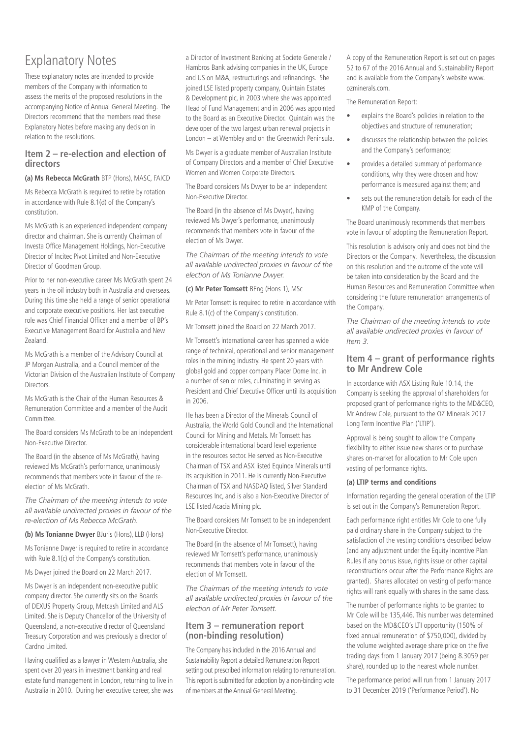# Explanatory Notes

These explanatory notes are intended to provide members of the Company with information to assess the merits of the proposed resolutions in the accompanying Notice of Annual General Meeting. The Directors recommend that the members read these Explanatory Notes before making any decision in relation to the resolutions.

## Item 2 – re-election and election of directors

**(a) Ms Rebecca McGrath** BTP (Hons), MASC, FAICD

Ms Rebecca McGrath is required to retire by rotation in accordance with Rule 8.1(d) of the Company's constitution.

Ms McGrath is an experienced independent company director and chairman. She is currently Chairman of Investa Office Management Holdings, Non-Executive Director of Incitec Pivot Limited and Non-Executive Director of Goodman Group.

Prior to her non-executive career Ms McGrath spent 24 years in the oil industry both in Australia and overseas. During this time she held a range of senior operational and corporate executive positions. Her last executive role was Chief Financial Officer and a member of BP's Executive Management Board for Australia and New Zealand.

Ms McGrath is a member of the Advisory Council at JP Morgan Australia, and a Council member of the Victorian Division of the Australian Institute of Company Directors.

Ms McGrath is the Chair of the Human Resources & Remuneration Committee and a member of the Audit Committee.

The Board considers Ms McGrath to be an independent Non-Executive Director.

The Board (in the absence of Ms McGrath), having reviewed Ms McGrath's performance, unanimously recommends that members vote in favour of the re-election of Ms McGrath.

*The Chairman of the meeting intends to vote all available undirected proxies in favour of the re-election of Ms Rebecca McGrath.*

**(b) Ms Tonianne Dwyer** BJuris (Hons), LLB (Hons)

Ms Tonianne Dwyer is required to retire in accordance with Rule 8.1(c) of the Company's constitution.

Ms Dwyer joined the Board on 22 March 2017.

Ms Dwyer is an independent non-executive public company director. She currently sits on the Boards of DEXUS Property Group, Metcash Limited and ALS Limited. She is Deputy Chancellor of the University of Queensland, a non-executive director of Queensland Treasury Corporation and was previously a director of Cardno Limited.

Having qualified as a lawyer in Western Australia, she spent over 20 years in investment banking and real estate fund management in London, returning to live in Australia in 2010. During her executive career, she was a Director of Investment Banking at Societe Generale / Hambros Bank advising companies in the UK, Europe and US on M&A, restructurings and refinancings. She joined LSE listed property company, Quintain Estates & Development plc, in 2003 where she was appointed Head of Fund Management and in 2006 was appointed to the Board as an Executive Director. Quintain was the developer of the two largest urban renewal projects in London – at Wembley and on the Greenwich Peninsula.

Ms Dwyer is a graduate member of Australian Institute of Company Directors and a member of Chief Executive Women and Women Corporate Directors.

The Board considers Ms Dwyer to be an independent Non-Executive Director.

The Board (in the absence of Ms Dwyer), having reviewed Ms Dwyer's performance, unanimously recommends that members vote in favour of the election of Ms Dwyer.

*The Chairman of the meeting intends to vote all available undirected proxies in favour of the election of Ms Tonianne Dwyer.*

**(c) Mr Peter Tomsett** BEng (Hons 1), MSc

Mr Peter Tomsett is required to retire in accordance with Rule 8.1(c) of the Company's constitution.

Mr Tomsett joined the Board on 22 March 2017.

Mr Tomsett's international career has spanned a wide range of technical, operational and senior management roles in the mining industry. He spent 20 years with global gold and copper company Placer Dome Inc. in a number of senior roles, culminating in serving as President and Chief Executive Officer until its acquisition in 2006.

He has been a Director of the Minerals Council of Australia, the World Gold Council and the International Council for Mining and Metals. Mr Tomsett has considerable international board level experience in the resources sector. He served as Non-Executive Chairman of TSX and ASX listed Equinox Minerals until its acquisition in 2011. He is currently Non-Executive Chairman of TSX and NASDAQ listed, Silver Standard Resources Inc, and is also a Non-Executive Director of LSE listed Acacia Mining plc.

The Board considers Mr Tomsett to be an independent Non-Executive Director.

The Board (in the absence of Mr Tomsett), having reviewed Mr Tomsett's performance, unanimously recommends that members vote in favour of the election of Mr Tomsett.

*The Chairman of the meeting intends to vote all available undirected proxies in favour of the election of Mr Peter Tomsett.*

## Item 3 – remuneration report (non-binding resolution)

The Company has included in the 2016 Annual and Sustainability Report a detailed Remuneration Report setting out prescribed information relating to remuneration. This report is submitted for adoption by a non-binding vote of members at the Annual General Meeting.

A copy of the Remuneration Report is set out on pages 52 to 67 of the 2016 Annual and Sustainability Report and is available from the Company's website www.ozminerals.com.

The Remuneration Report:

- explains the Board's policies in relation to the objectives and structure of remuneration;
- discusses the relationship between the policies and the Company's performance;
- provides a detailed summary of performance conditions, why they were chosen and how performance is measured against them; and
- sets out the remuneration details for each of the KMP of the Company.

The Board unanimously recommends that members vote in favour of adopting the Remuneration Report.

This resolution is advisory only and does not bind the Directors or the Company. Nevertheless, the discussion on this resolution and the outcome of the vote will be taken into consideration by the Board and the Human Resources and Remuneration Committee when considering the future remuneration arrangements of the Company.

*The Chairman of the meeting intends to vote all available undirected proxies in favour of Item 3.*

## Item 4 – grant of performance rights to Mr Andrew Cole

In accordance with ASX Listing Rule 10.14, the Company is seeking the approval of shareholders for proposed grant of performance rights to the MD&CEO, Mr Andrew Cole, pursuant to the OZ Minerals 2017 Long Term Incentive Plan ('LTIP').

Approval is being sought to allow the Company flexibility to either issue new shares or to purchase shares on-market for allocation to Mr Cole upon vesting of performance rights.

**(a) LTIP terms and conditions**

Information regarding the general operation of the LTIP is set out in the Company's Remuneration Report.

Each performance right entitles Mr Cole to one fully paid ordinary share in the Company subject to the satisfaction of the vesting conditions described below (and any adjustment under the Equity Incentive Plan Rules if any bonus issue, rights issue or other capital reconstructions occur after the Performance Rights are granted). Shares allocated on vesting of performance rights will rank equally with shares in the same class.

The number of performance rights to be granted to Mr Cole will be 135,446. This number was determined based on the MD&CEO's LTI opportunity (150% of fixed annual remuneration of $750,000), divided by the volume weighted average share price on the five trading days from 1 January 2017 (being 8.3059 per share), rounded up to the nearest whole number.

The performance period will run from 1 January 2017 to 31 December 2019 ('Performance Period'). No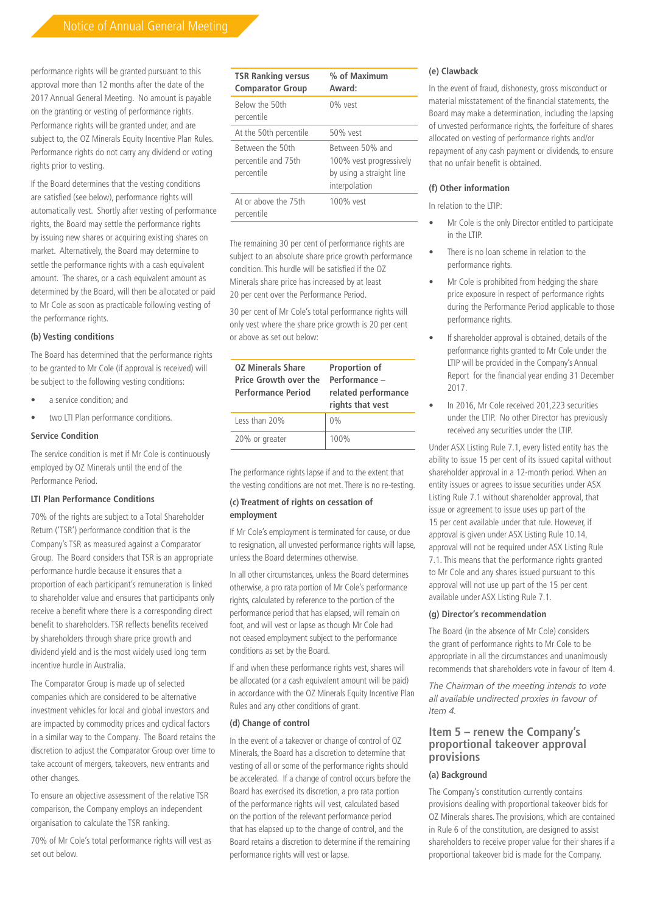performance rights will be granted pursuant to this approval more than 12 months after the date of the 2017 Annual General Meeting. No amount is payable on the granting or vesting of performance rights. Performance rights will be granted under, and are subject to, the OZ Minerals Equity Incentive Plan Rules. Performance rights do not carry any dividend or voting rights prior to vesting.

If the Board determines that the vesting conditions are satisfied (see below), performance rights will automatically vest. Shortly after vesting of performance rights, the Board may settle the performance rights by issuing new shares or acquiring existing shares on market. Alternatively, the Board may determine to settle the performance rights with a cash equivalent amount. The shares, or a cash equivalent amount as determined by the Board, will then be allocated or paid to Mr Cole as soon as practicable following vesting of the performance rights.

**(b) Vesting conditions**

The Board has determined that the performance rights to be granted to Mr Cole (if approval is received) will be subject to the following vesting conditions:

- a service condition; and
- two LTI Plan performance conditions.

**Service Condition**

The service condition is met if Mr Cole is continuously employed by OZ Minerals until the end of the Performance Period.

**LTI Plan Performance Conditions**

70% of the rights are subject to a Total Shareholder Return ('TSR') performance condition that is the Company's TSR as measured against a Comparator Group. The Board considers that TSR is an appropriate performance hurdle because it ensures that a proportion of each participant's remuneration is linked to shareholder value and ensures that participants only receive a benefit where there is a corresponding direct benefit to shareholders. TSR reflects benefits received by shareholders through share price growth and dividend yield and is the most widely used long term incentive hurdle in Australia.

The Comparator Group is made up of selected companies which are considered to be alternative investment vehicles for local and global investors and are impacted by commodity prices and cyclical factors in a similar way to the Company. The Board retains the discretion to adjust the Comparator Group over time to take account of mergers, takeovers, new entrants and other changes.

To ensure an objective assessment of the relative TSR comparison, the Company employs an independent organisation to calculate the TSR ranking.

70% of Mr Cole's total performance rights will vest as set out below.

| TSR Ranking versus Comparator Group | % of Maximum Award: |
|---|---|
| Below the 50th percentile | 0% vest |
| At the 50th percentile | 50% vest |
| Between the 50th percentile and 75th percentile | Between 50% and 100% vest progressively by using a straight line interpolation |
| At or above the 75th percentile | 100% vest |

The remaining 30 per cent of performance rights are subject to an absolute share price growth performance condition. This hurdle will be satisfied if the OZ Minerals share price has increased by at least 20 per cent over the Performance Period.

30 per cent of Mr Cole's total performance rights will only vest where the share price growth is 20 per cent or above as set out below:

| OZ Minerals Share Price Growth over the Performance Period | Proportion of Performance – related performance rights that vest |
|---|---|
| Less than 20% | 0% |
| 20% or greater | 100% |

The performance rights lapse if and to the extent that the vesting conditions are not met. There is no re-testing.

**(c) Treatment of rights on cessation of employment**

If Mr Cole's employment is terminated for cause, or due to resignation, all unvested performance rights will lapse, unless the Board determines otherwise.

In all other circumstances, unless the Board determines otherwise, a pro rata portion of Mr Cole's performance rights, calculated by reference to the portion of the performance period that has elapsed, will remain on foot, and will vest or lapse as though Mr Cole had not ceased employment subject to the performance conditions as set by the Board.

If and when these performance rights vest, shares will be allocated (or a cash equivalent amount will be paid) in accordance with the OZ Minerals Equity Incentive Plan Rules and any other conditions of grant.

**(d) Change of control**

In the event of a takeover or change of control of OZ Minerals, the Board has a discretion to determine that vesting of all or some of the performance rights should be accelerated. If a change of control occurs before the Board has exercised its discretion, a pro rata portion of the performance rights will vest, calculated based on the portion of the relevant performance period that has elapsed up to the change of control, and the Board retains a discretion to determine if the remaining performance rights will vest or lapse.

**(e) Clawback**

In the event of fraud, dishonesty, gross misconduct or material misstatement of the financial statements, the Board may make a determination, including the lapsing of unvested performance rights, the forfeiture of shares allocated on vesting of performance rights and/or repayment of any cash payment or dividends, to ensure that no unfair benefit is obtained.

**(f) Other information**

In relation to the LTIP:

- Mr Cole is the only Director entitled to participate in the LTIP.
- There is no loan scheme in relation to the performance rights.
- Mr Cole is prohibited from hedging the share price exposure in respect of performance rights during the Performance Period applicable to those performance rights.
- If shareholder approval is obtained, details of the performance rights granted to Mr Cole under the LTIP will be provided in the Company's Annual Report for the financial year ending 31 December 2017.
- In 2016, Mr Cole received 201,223 securities under the LTIP. No other Director has previously received any securities under the LTIP.

Under ASX Listing Rule 7.1, every listed entity has the ability to issue 15 per cent of its issued capital without shareholder approval in a 12-month period. When an entity issues or agrees to issue securities under ASX Listing Rule 7.1 without shareholder approval, that issue or agreement to issue uses up part of the 15 per cent available under that rule. However, if approval is given under ASX Listing Rule 10.14, approval will not be required under ASX Listing Rule 7.1. This means that the performance rights granted to Mr Cole and any shares issued pursuant to this approval will not use up part of the 15 per cent available under ASX Listing Rule 7.1.

**(g) Director's recommendation**

The Board (in the absence of Mr Cole) considers the grant of performance rights to Mr Cole to be appropriate in all the circumstances and unanimously recommends that shareholders vote in favour of Item 4.

*The Chairman of the meeting intends to vote all available undirected proxies in favour of Item 4.*

## Item 5 – renew the Company's proportional takeover approval provisions

**(a) Background**

The Company's constitution currently contains provisions dealing with proportional takeover bids for OZ Minerals shares. The provisions, which are contained in Rule 6 of the constitution, are designed to assist shareholders to receive proper value for their shares if a proportional takeover bid is made for the Company.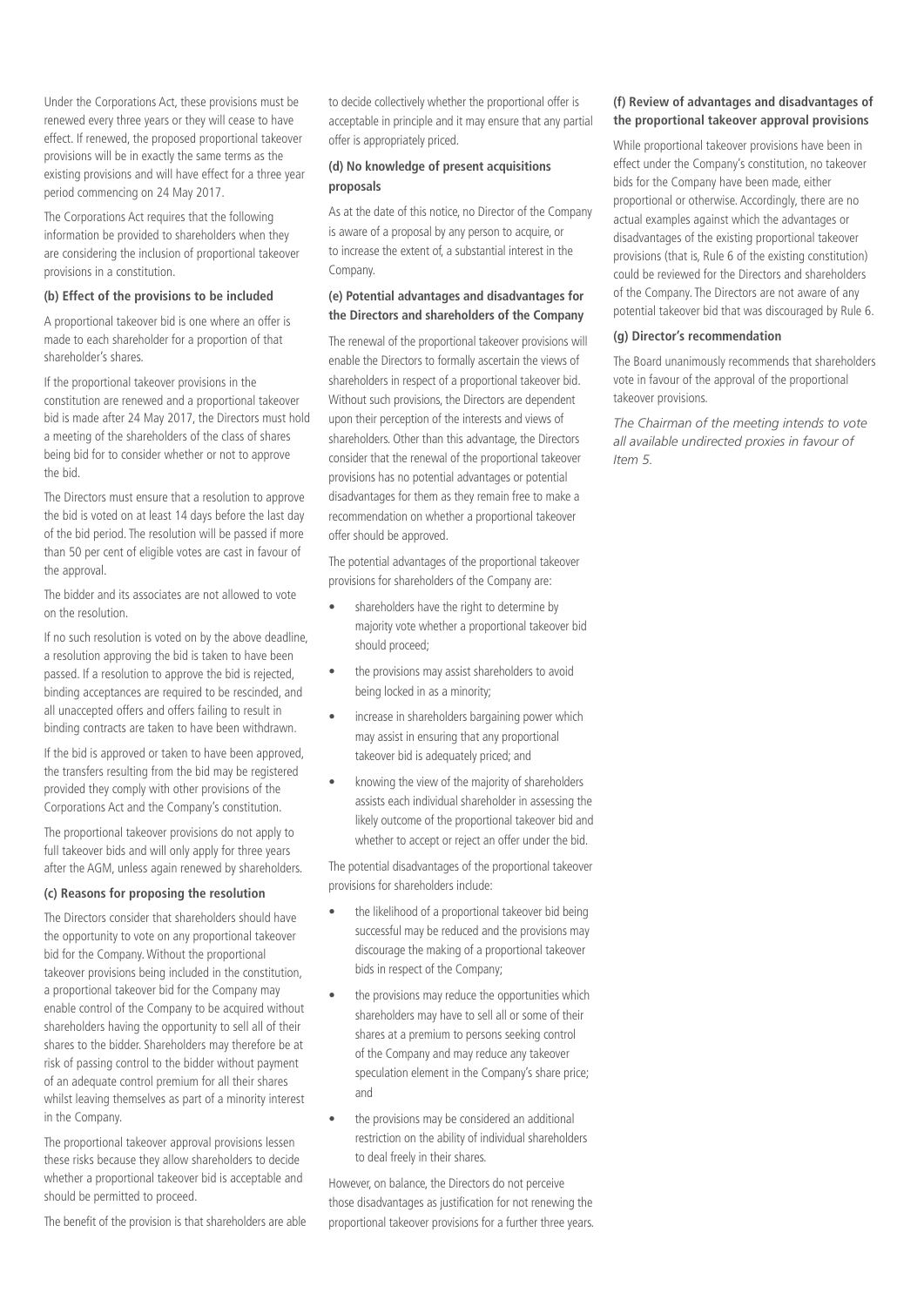Under the Corporations Act, these provisions must be renewed every three years or they will cease to have effect. If renewed, the proposed proportional takeover provisions will be in exactly the same terms as the existing provisions and will have effect for a three year period commencing on 24 May 2017.

The Corporations Act requires that the following information be provided to shareholders when they are considering the inclusion of proportional takeover provisions in a constitution.

**(b) Effect of the provisions to be included**

A proportional takeover bid is one where an offer is made to each shareholder for a proportion of that shareholder's shares.

If the proportional takeover provisions in the constitution are renewed and a proportional takeover bid is made after 24 May 2017, the Directors must hold a meeting of the shareholders of the class of shares being bid for to consider whether or not to approve the bid.

The Directors must ensure that a resolution to approve the bid is voted on at least 14 days before the last day of the bid period. The resolution will be passed if more than 50 per cent of eligible votes are cast in favour of the approval.

The bidder and its associates are not allowed to vote on the resolution.

If no such resolution is voted on by the above deadline, a resolution approving the bid is taken to have been passed. If a resolution to approve the bid is rejected, binding acceptances are required to be rescinded, and all unaccepted offers and offers failing to result in binding contracts are taken to have been withdrawn.

If the bid is approved or taken to have been approved, the transfers resulting from the bid may be registered provided they comply with other provisions of the Corporations Act and the Company's constitution.

The proportional takeover provisions do not apply to full takeover bids and will only apply for three years after the AGM, unless again renewed by shareholders.

**(c) Reasons for proposing the resolution**

The Directors consider that shareholders should have the opportunity to vote on any proportional takeover bid for the Company. Without the proportional takeover provisions being included in the constitution, a proportional takeover bid for the Company may enable control of the Company to be acquired without shareholders having the opportunity to sell all of their shares to the bidder. Shareholders may therefore be at risk of passing control to the bidder without payment of an adequate control premium for all their shares whilst leaving themselves as part of a minority interest in the Company.

The proportional takeover approval provisions lessen these risks because they allow shareholders to decide whether a proportional takeover bid is acceptable and should be permitted to proceed.

The benefit of the provision is that shareholders are able to decide collectively whether the proportional offer is acceptable in principle and it may ensure that any partial offer is appropriately priced.

**(d) No knowledge of present acquisitions proposals**

As at the date of this notice, no Director of the Company is aware of a proposal by any person to acquire, or to increase the extent of, a substantial interest in the Company.

**(e) Potential advantages and disadvantages for the Directors and shareholders of the Company**

The renewal of the proportional takeover provisions will enable the Directors to formally ascertain the views of shareholders in respect of a proportional takeover bid. Without such provisions, the Directors are dependent upon their perception of the interests and views of shareholders. Other than this advantage, the Directors consider that the renewal of the proportional takeover provisions has no potential advantages or potential disadvantages for them as they remain free to make a recommendation on whether a proportional takeover offer should be approved.

The potential advantages of the proportional takeover provisions for shareholders of the Company are:

- shareholders have the right to determine by majority vote whether a proportional takeover bid should proceed;
- the provisions may assist shareholders to avoid being locked in as a minority;
- increase in shareholders bargaining power which may assist in ensuring that any proportional takeover bid is adequately priced; and
- knowing the view of the majority of shareholders assists each individual shareholder in assessing the likely outcome of the proportional takeover bid and whether to accept or reject an offer under the bid.

The potential disadvantages of the proportional takeover provisions for shareholders include:

- the likelihood of a proportional takeover bid being successful may be reduced and the provisions may discourage the making of a proportional takeover bids in respect of the Company;
- the provisions may reduce the opportunities which shareholders may have to sell all or some of their shares at a premium to persons seeking control of the Company and may reduce any takeover speculation element in the Company's share price; and
- the provisions may be considered an additional restriction on the ability of individual shareholders to deal freely in their shares.

However, on balance, the Directors do not perceive those disadvantages as justification for not renewing the proportional takeover provisions for a further three years.

**(f) Review of advantages and disadvantages of the proportional takeover approval provisions**

While proportional takeover provisions have been in effect under the Company's constitution, no takeover bids for the Company have been made, either proportional or otherwise. Accordingly, there are no actual examples against which the advantages or disadvantages of the existing proportional takeover provisions (that is, Rule 6 of the existing constitution) could be reviewed for the Directors and shareholders of the Company. The Directors are not aware of any potential takeover bid that was discouraged by Rule 6.

**(g) Director's recommendation**

The Board unanimously recommends that shareholders vote in favour of the approval of the proportional takeover provisions.

*The Chairman of the meeting intends to vote all available undirected proxies in favour of Item 5.*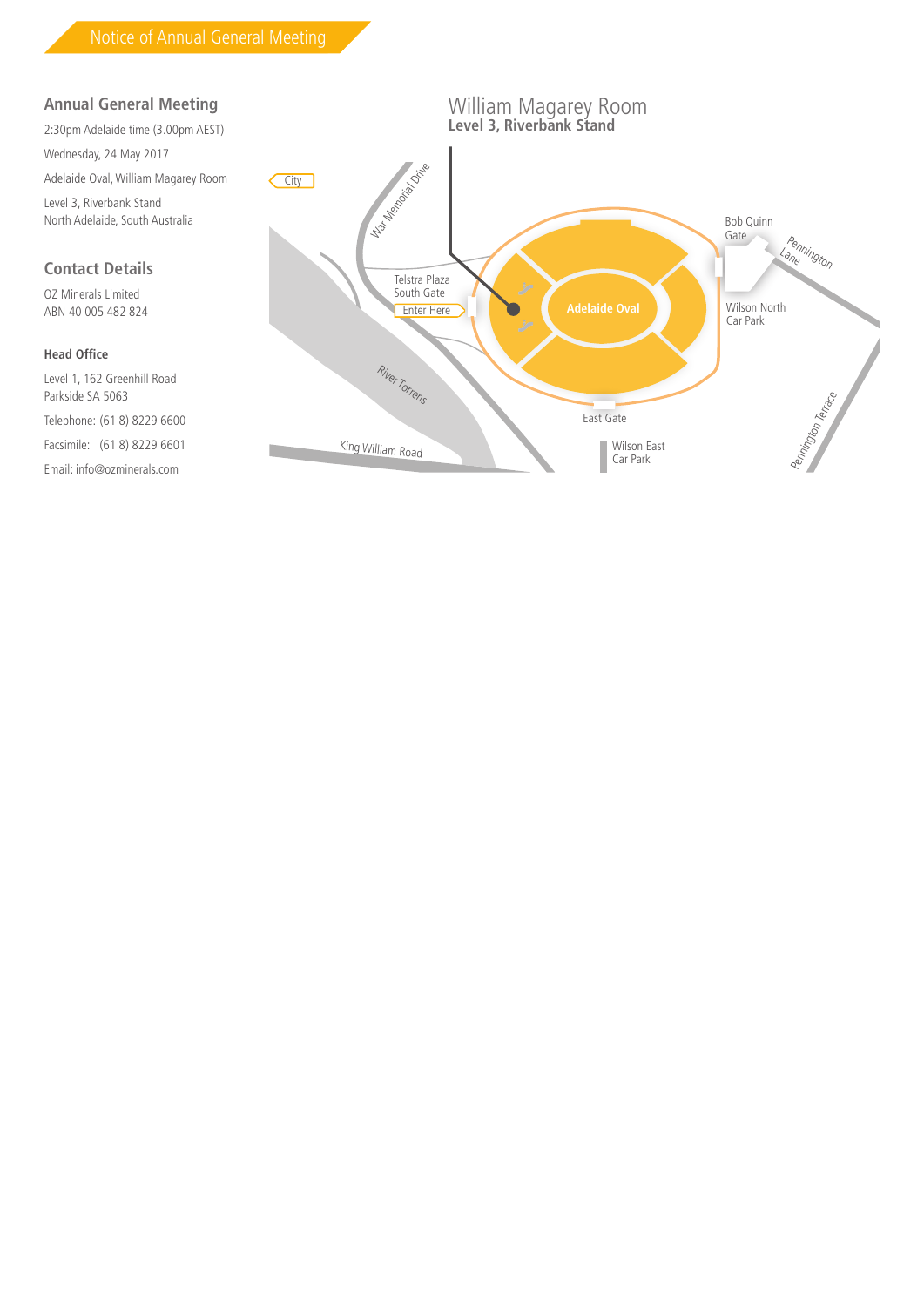## Annual General Meeting

2:30pm Adelaide time (3.00pm AEST)

Wednesday, 24 May 2017

Adelaide Oval, William Magarey Room

Level 3, Riverbank Stand
North Adelaide, South Australia

## Contact Details

OZ Minerals Limited
ABN 40 005 482 824

### Head Office

Level 1, 162 Greenhill Road
Parkside SA 5063

Telephone: (61 8) 8229 6600

Facsimile: (61 8) 8229 6601

Email: info@ozminerals.com

William Magarey Room
**Level 3, Riverbank Stand**

City
War Memorial Drive
Telstra Plaza
South Gate
Enter Here
Adelaide Oval
Bob Quinn
Gate
Pennington
Lane
Wilson North
Car Park
River Torrens
King William Road
East Gate
Wilson East
Car Park
Pennington Terrace